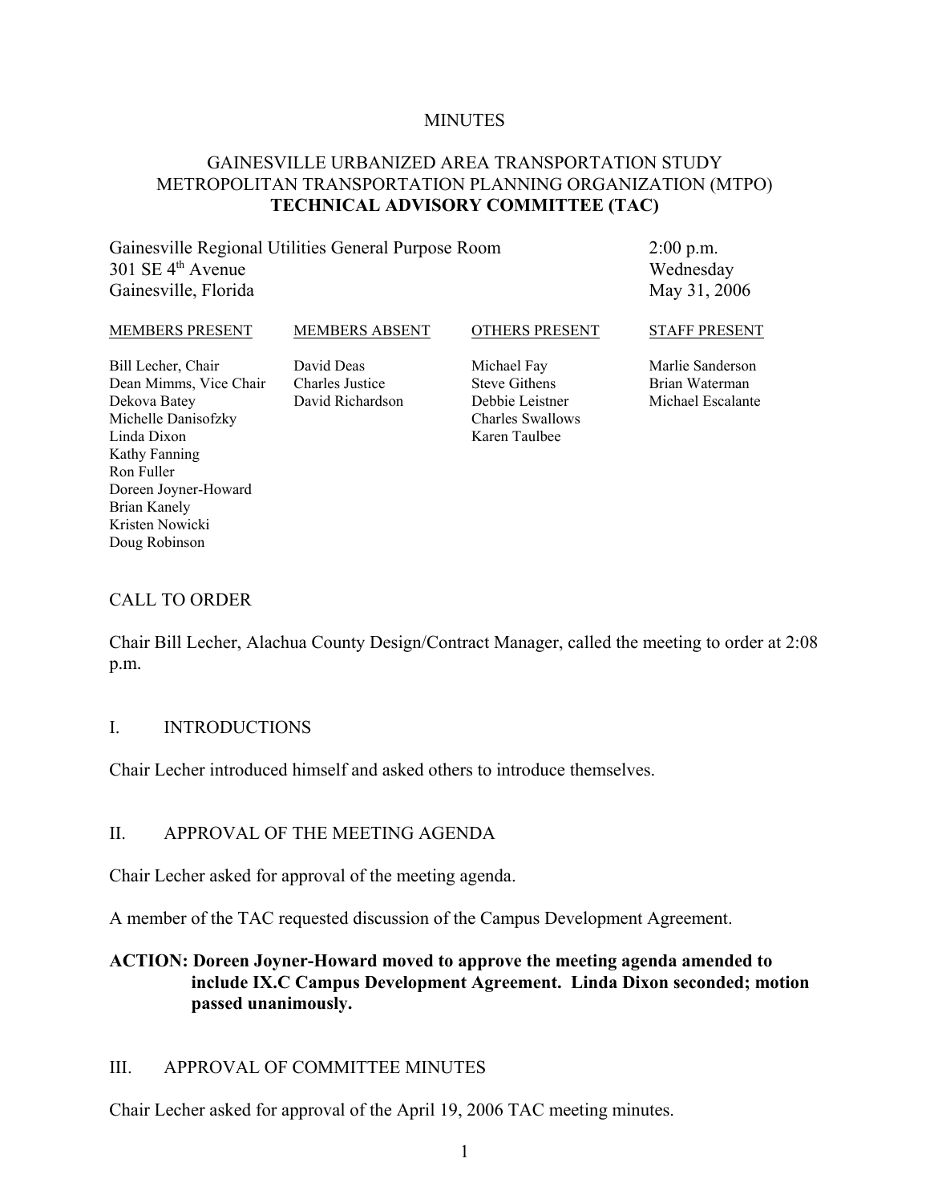MINUTES

# GAINESVILLE URBANIZED AREA TRANSPORTATION STUDY
# METROPOLITAN TRANSPORTATION PLANNING ORGANIZATION (MTPO)
# **TECHNICAL ADVISORY COMMITTEE (TAC)**

Gainesville Regional Utilities General Purpose Room
301 SE 4th Avenue
Gainesville, Florida

2:00 p.m.
Wednesday
May 31, 2006

| MEMBERS PRESENT | MEMBERS ABSENT | OTHERS PRESENT | STAFF PRESENT |
|---|---|---|---|
| Bill Lecher, Chair | David Deas | Michael Fay | Marlie Sanderson |
| Dean Mimms, Vice Chair | Charles Justice | Steve Githens | Brian Waterman |
| Dekova Batey | David Richardson | Debbie Leistner | Michael Escalante |
| Michelle Danisofzky | | Charles Swallows | |
| Linda Dixon | | Karen Taulbee | |
| Kathy Fanning | | | |
| Ron Fuller | | | |
| Doreen Joyner-Howard | | | |
| Brian Kanely | | | |
| Kristen Nowicki | | | |
| Doug Robinson | | | |

## CALL TO ORDER

Chair Bill Lecher, Alachua County Design/Contract Manager, called the meeting to order at 2:08 p.m.

## I. INTRODUCTIONS

Chair Lecher introduced himself and asked others to introduce themselves.

## II. APPROVAL OF THE MEETING AGENDA

Chair Lecher asked for approval of the meeting agenda.

A member of the TAC requested discussion of the Campus Development Agreement.

**ACTION: Doreen Joyner-Howard moved to approve the meeting agenda amended to include IX.C Campus Development Agreement. Linda Dixon seconded; motion passed unanimously.**

## III. APPROVAL OF COMMITTEE MINUTES

Chair Lecher asked for approval of the April 19, 2006 TAC meeting minutes.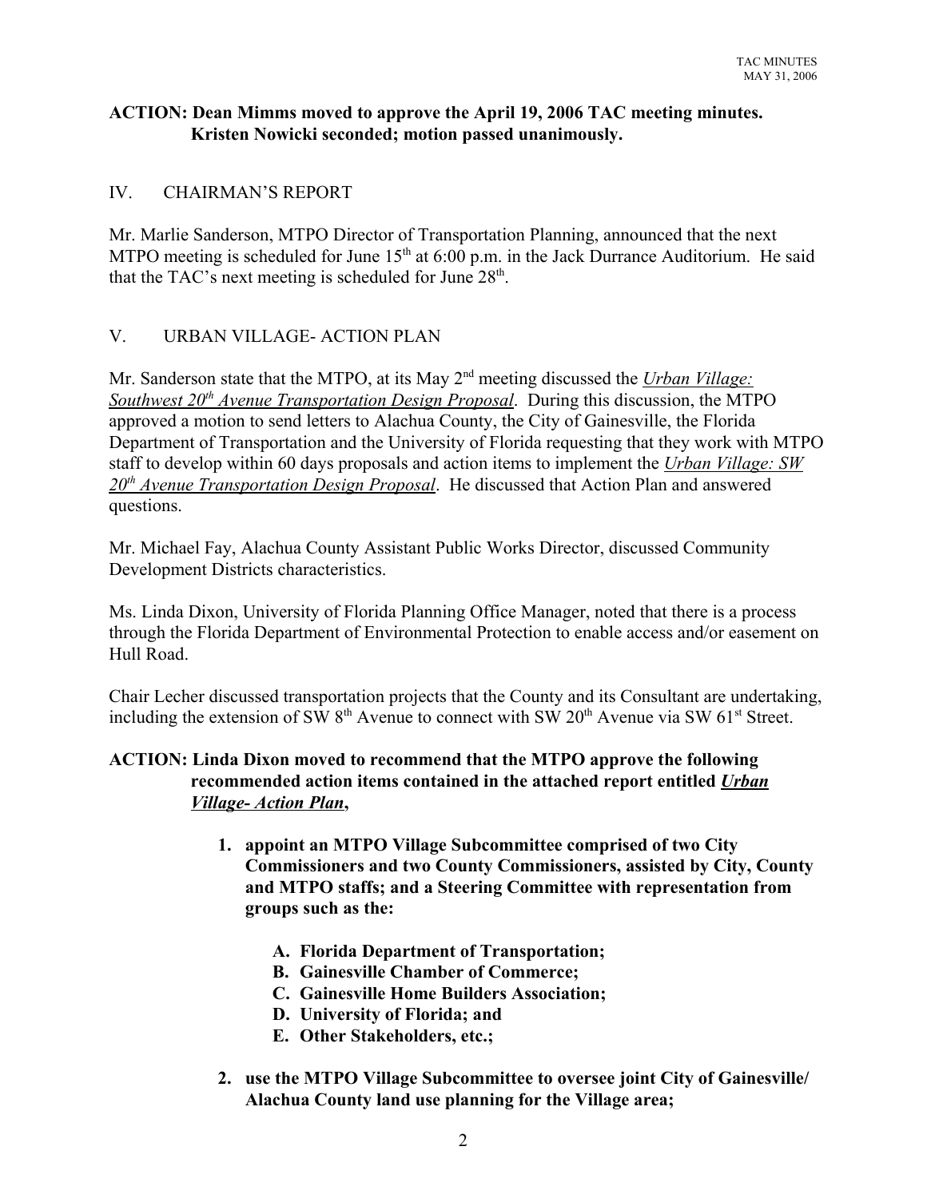**ACTION: Dean Mimms moved to approve the April 19, 2006 TAC meeting minutes. Kristen Nowicki seconded; motion passed unanimously.**

## IV. CHAIRMAN'S REPORT

Mr. Marlie Sanderson, MTPO Director of Transportation Planning, announced that the next MTPO meeting is scheduled for June 15th at 6:00 p.m. in the Jack Durrance Auditorium. He said that the TAC's next meeting is scheduled for June 28th.

## V. URBAN VILLAGE- ACTION PLAN

Mr. Sanderson state that the MTPO, at its May 2nd meeting discussed the ***Urban Village: Southwest 20th Avenue Transportation Design Proposal***. During this discussion, the MTPO approved a motion to send letters to Alachua County, the City of Gainesville, the Florida Department of Transportation and the University of Florida requesting that they work with MTPO staff to develop within 60 days proposals and action items to implement the ***Urban Village: SW 20th Avenue Transportation Design Proposal***. He discussed that Action Plan and answered questions.

Mr. Michael Fay, Alachua County Assistant Public Works Director, discussed Community Development Districts characteristics.

Ms. Linda Dixon, University of Florida Planning Office Manager, noted that there is a process through the Florida Department of Environmental Protection to enable access and/or easement on Hull Road.

Chair Lecher discussed transportation projects that the County and its Consultant are undertaking, including the extension of SW 8th Avenue to connect with SW 20th Avenue via SW 61st Street.

**ACTION: Linda Dixon moved to recommend that the MTPO approve the following recommended action items contained in the attached report entitled *Urban Village- Action Plan*,**

1. **appoint an MTPO Village Subcommittee comprised of two City Commissioners and two County Commissioners, assisted by City, County and MTPO staffs; and a Steering Committee with representation from groups such as the:**
   - **A. Florida Department of Transportation;**
   - **B. Gainesville Chamber of Commerce;**
   - **C. Gainesville Home Builders Association;**
   - **D. University of Florida; and**
   - **E. Other Stakeholders, etc.;**
2. **use the MTPO Village Subcommittee to oversee joint City of Gainesville/ Alachua County land use planning for the Village area;**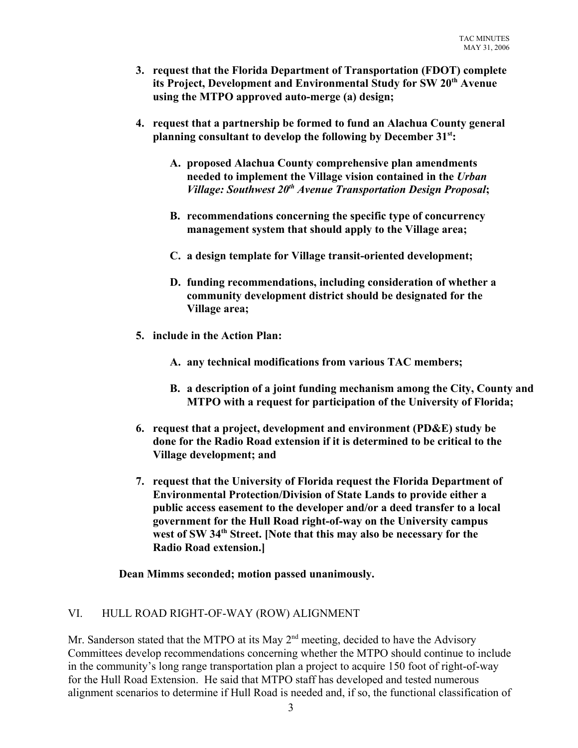3. **request that the Florida Department of Transportation (FDOT) complete its Project, Development and Environmental Study for SW 20th Avenue using the MTPO approved auto-merge (a) design;**

4. **request that a partnership be formed to fund an Alachua County general planning consultant to develop the following by December 31st:**

   A. **proposed Alachua County comprehensive plan amendments needed to implement the Village vision contained in the *Urban Village: Southwest 20th Avenue Transportation Design Proposal*;**

   B. **recommendations concerning the specific type of concurrency management system that should apply to the Village area;**

   C. **a design template for Village transit-oriented development;**

   D. **funding recommendations, including consideration of whether a community development district should be designated for the Village area;**

5. **include in the Action Plan:**

   A. **any technical modifications from various TAC members;**

   B. **a description of a joint funding mechanism among the City, County and MTPO with a request for participation of the University of Florida;**

6. **request that a project, development and environment (PD&E) study be done for the Radio Road extension if it is determined to be critical to the Village development; and**

7. **request that the University of Florida request the Florida Department of Environmental Protection/Division of State Lands to provide either a public access easement to the developer and/or a deed transfer to a local government for the Hull Road right-of-way on the University campus west of SW 34th Street. [Note that this may also be necessary for the Radio Road extension.]**

**Dean Mimms seconded; motion passed unanimously.**

## VI. HULL ROAD RIGHT-OF-WAY (ROW) ALIGNMENT

Mr. Sanderson stated that the MTPO at its May 2nd meeting, decided to have the Advisory Committees develop recommendations concerning whether the MTPO should continue to include in the community's long range transportation plan a project to acquire 150 foot of right-of-way for the Hull Road Extension. He said that MTPO staff has developed and tested numerous alignment scenarios to determine if Hull Road is needed and, if so, the functional classification of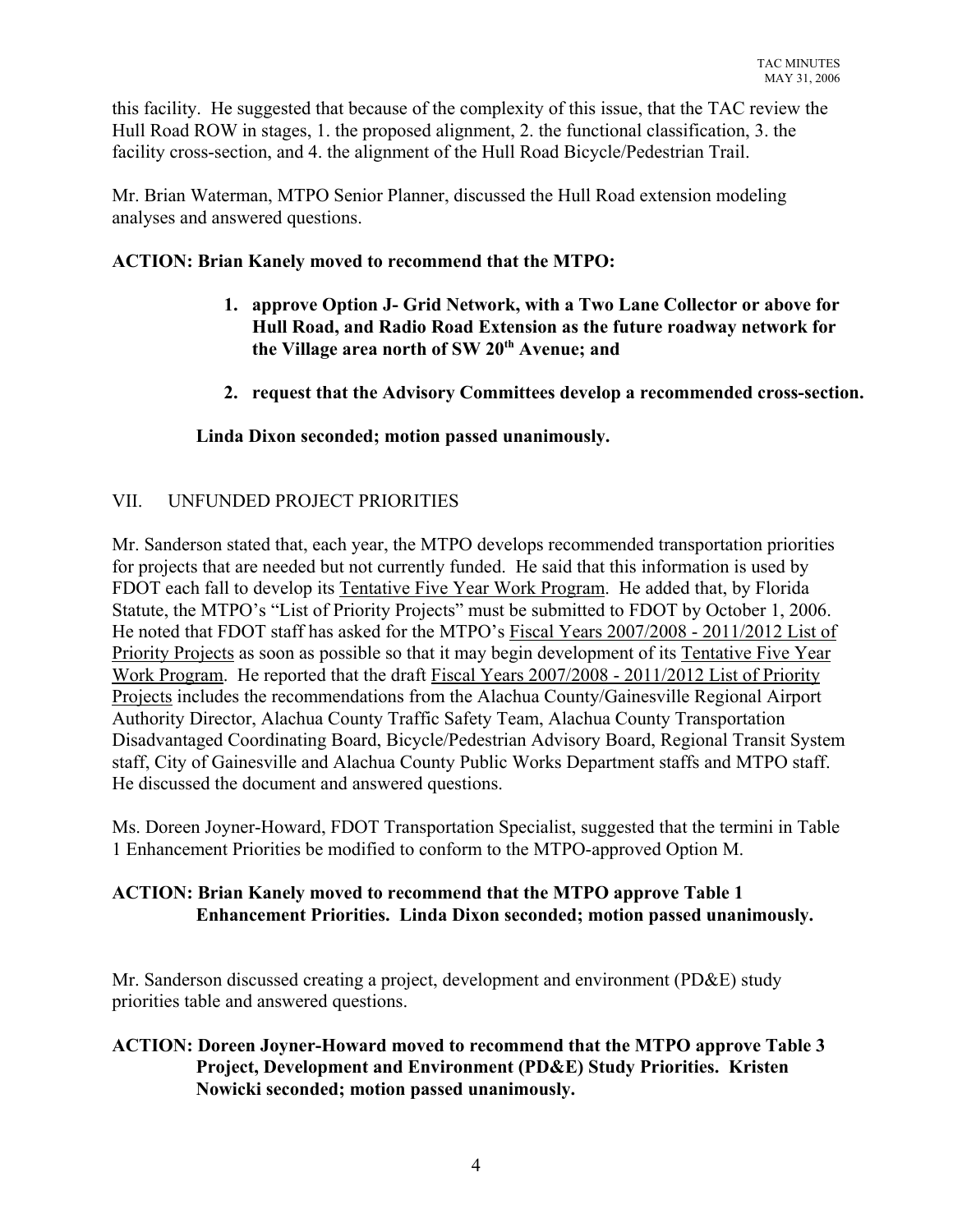this facility. He suggested that because of the complexity of this issue, that the TAC review the Hull Road ROW in stages, 1. the proposed alignment, 2. the functional classification, 3. the facility cross-section, and 4. the alignment of the Hull Road Bicycle/Pedestrian Trail.

Mr. Brian Waterman, MTPO Senior Planner, discussed the Hull Road extension modeling analyses and answered questions.

**ACTION: Brian Kanely moved to recommend that the MTPO:**

1. **approve Option J- Grid Network, with a Two Lane Collector or above for Hull Road, and Radio Road Extension as the future roadway network for the Village area north of SW 20th Avenue; and**
2. **request that the Advisory Committees develop a recommended cross-section.**

**Linda Dixon seconded; motion passed unanimously.**

## VII. UNFUNDED PROJECT PRIORITIES

Mr. Sanderson stated that, each year, the MTPO develops recommended transportation priorities for projects that are needed but not currently funded. He said that this information is used by FDOT each fall to develop its Tentative Five Year Work Program. He added that, by Florida Statute, the MTPO's "List of Priority Projects" must be submitted to FDOT by October 1, 2006. He noted that FDOT staff has asked for the MTPO's Fiscal Years 2007/2008 - 2011/2012 List of Priority Projects as soon as possible so that it may begin development of its Tentative Five Year Work Program. He reported that the draft Fiscal Years 2007/2008 - 2011/2012 List of Priority Projects includes the recommendations from the Alachua County/Gainesville Regional Airport Authority Director, Alachua County Traffic Safety Team, Alachua County Transportation Disadvantaged Coordinating Board, Bicycle/Pedestrian Advisory Board, Regional Transit System staff, City of Gainesville and Alachua County Public Works Department staffs and MTPO staff. He discussed the document and answered questions.

Ms. Doreen Joyner-Howard, FDOT Transportation Specialist, suggested that the termini in Table 1 Enhancement Priorities be modified to conform to the MTPO-approved Option M.

**ACTION: Brian Kanely moved to recommend that the MTPO approve Table 1 Enhancement Priorities. Linda Dixon seconded; motion passed unanimously.**

Mr. Sanderson discussed creating a project, development and environment (PD&E) study priorities table and answered questions.

**ACTION: Doreen Joyner-Howard moved to recommend that the MTPO approve Table 3 Project, Development and Environment (PD&E) Study Priorities. Kristen Nowicki seconded; motion passed unanimously.**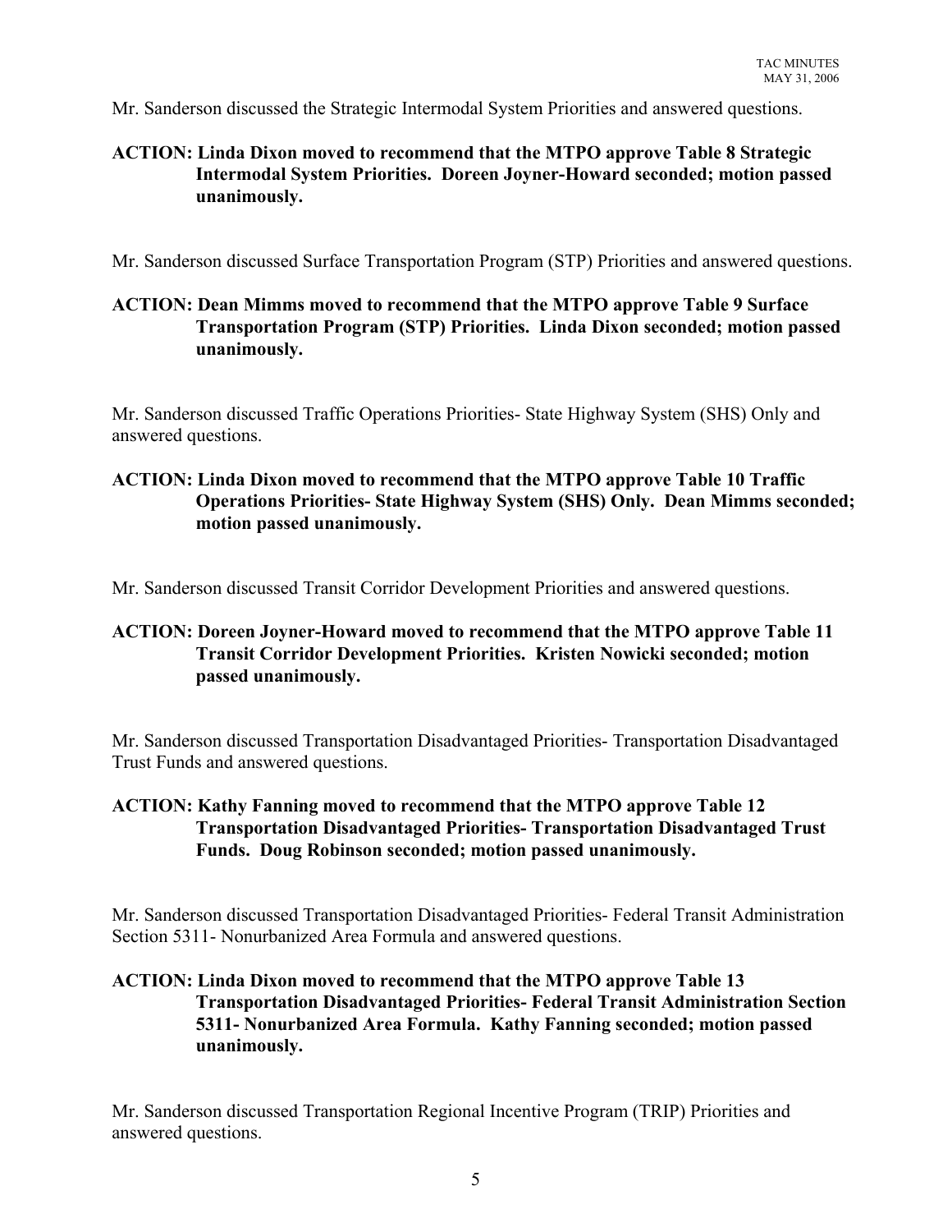Mr. Sanderson discussed the Strategic Intermodal System Priorities and answered questions.

**ACTION: Linda Dixon moved to recommend that the MTPO approve Table 8 Strategic Intermodal System Priorities. Doreen Joyner-Howard seconded; motion passed unanimously.**

Mr. Sanderson discussed Surface Transportation Program (STP) Priorities and answered questions.

**ACTION: Dean Mimms moved to recommend that the MTPO approve Table 9 Surface Transportation Program (STP) Priorities. Linda Dixon seconded; motion passed unanimously.**

Mr. Sanderson discussed Traffic Operations Priorities- State Highway System (SHS) Only and answered questions.

**ACTION: Linda Dixon moved to recommend that the MTPO approve Table 10 Traffic Operations Priorities- State Highway System (SHS) Only. Dean Mimms seconded; motion passed unanimously.**

Mr. Sanderson discussed Transit Corridor Development Priorities and answered questions.

**ACTION: Doreen Joyner-Howard moved to recommend that the MTPO approve Table 11 Transit Corridor Development Priorities. Kristen Nowicki seconded; motion passed unanimously.**

Mr. Sanderson discussed Transportation Disadvantaged Priorities- Transportation Disadvantaged Trust Funds and answered questions.

**ACTION: Kathy Fanning moved to recommend that the MTPO approve Table 12 Transportation Disadvantaged Priorities- Transportation Disadvantaged Trust Funds. Doug Robinson seconded; motion passed unanimously.**

Mr. Sanderson discussed Transportation Disadvantaged Priorities- Federal Transit Administration Section 5311- Nonurbanized Area Formula and answered questions.

**ACTION: Linda Dixon moved to recommend that the MTPO approve Table 13 Transportation Disadvantaged Priorities- Federal Transit Administration Section 5311- Nonurbanized Area Formula. Kathy Fanning seconded; motion passed unanimously.**

Mr. Sanderson discussed Transportation Regional Incentive Program (TRIP) Priorities and answered questions.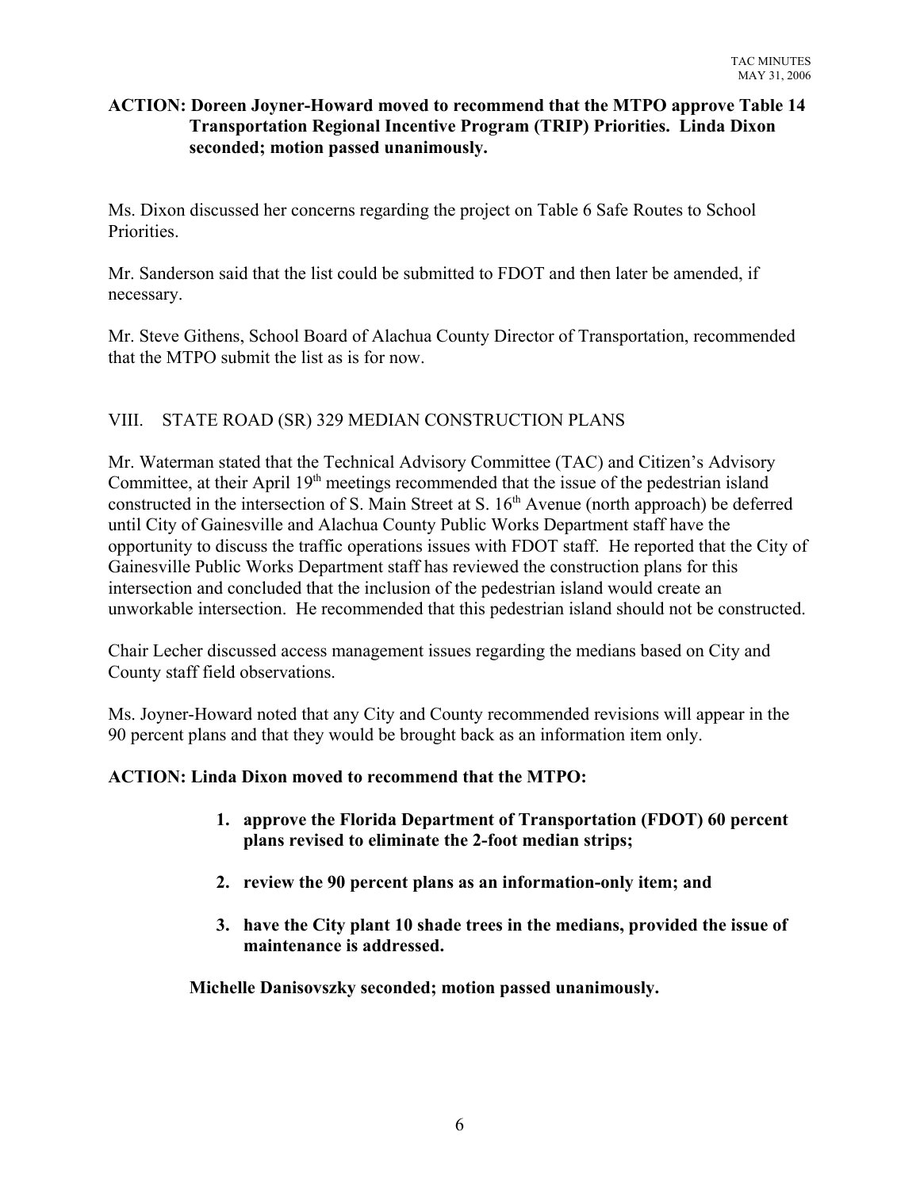**ACTION: Doreen Joyner-Howard moved to recommend that the MTPO approve Table 14 Transportation Regional Incentive Program (TRIP) Priorities. Linda Dixon seconded; motion passed unanimously.**

Ms. Dixon discussed her concerns regarding the project on Table 6 Safe Routes to School Priorities.

Mr. Sanderson said that the list could be submitted to FDOT and then later be amended, if necessary.

Mr. Steve Githens, School Board of Alachua County Director of Transportation, recommended that the MTPO submit the list as is for now.

## VIII. STATE ROAD (SR) 329 MEDIAN CONSTRUCTION PLANS

Mr. Waterman stated that the Technical Advisory Committee (TAC) and Citizen's Advisory Committee, at their April 19th meetings recommended that the issue of the pedestrian island constructed in the intersection of S. Main Street at S. 16th Avenue (north approach) be deferred until City of Gainesville and Alachua County Public Works Department staff have the opportunity to discuss the traffic operations issues with FDOT staff. He reported that the City of Gainesville Public Works Department staff has reviewed the construction plans for this intersection and concluded that the inclusion of the pedestrian island would create an unworkable intersection. He recommended that this pedestrian island should not be constructed.

Chair Lecher discussed access management issues regarding the medians based on City and County staff field observations.

Ms. Joyner-Howard noted that any City and County recommended revisions will appear in the 90 percent plans and that they would be brought back as an information item only.

**ACTION: Linda Dixon moved to recommend that the MTPO:**

1. **approve the Florida Department of Transportation (FDOT) 60 percent plans revised to eliminate the 2-foot median strips;**
2. **review the 90 percent plans as an information-only item; and**
3. **have the City plant 10 shade trees in the medians, provided the issue of maintenance is addressed.**

**Michelle Danisovszky seconded; motion passed unanimously.**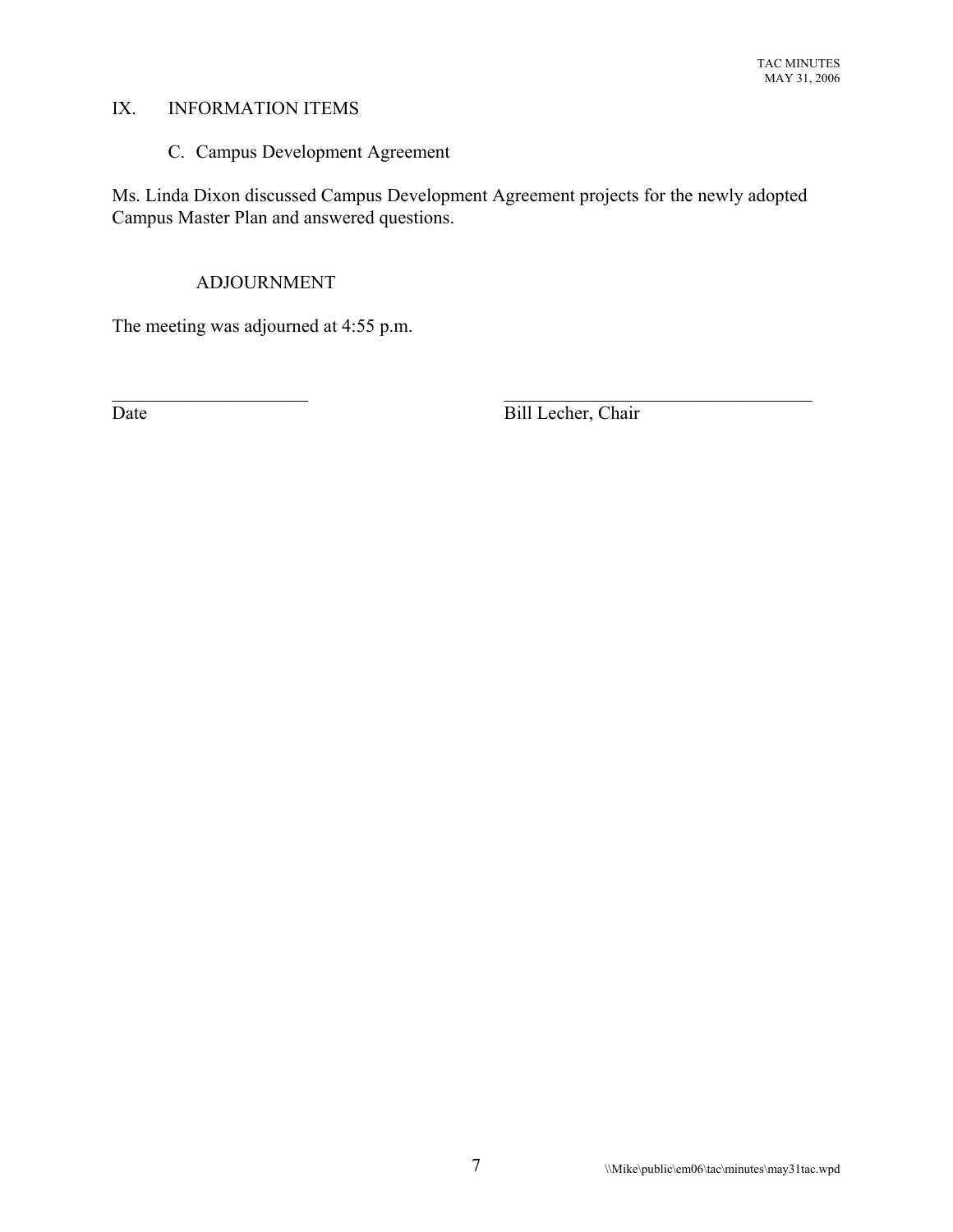## IX. INFORMATION ITEMS

### C. Campus Development Agreement

Ms. Linda Dixon discussed Campus Development Agreement projects for the newly adopted Campus Master Plan and answered questions.

### ADJOURNMENT

The meeting was adjourned at 4:55 p.m.

______________________ ___________________________________

Date Bill Lecher, Chair